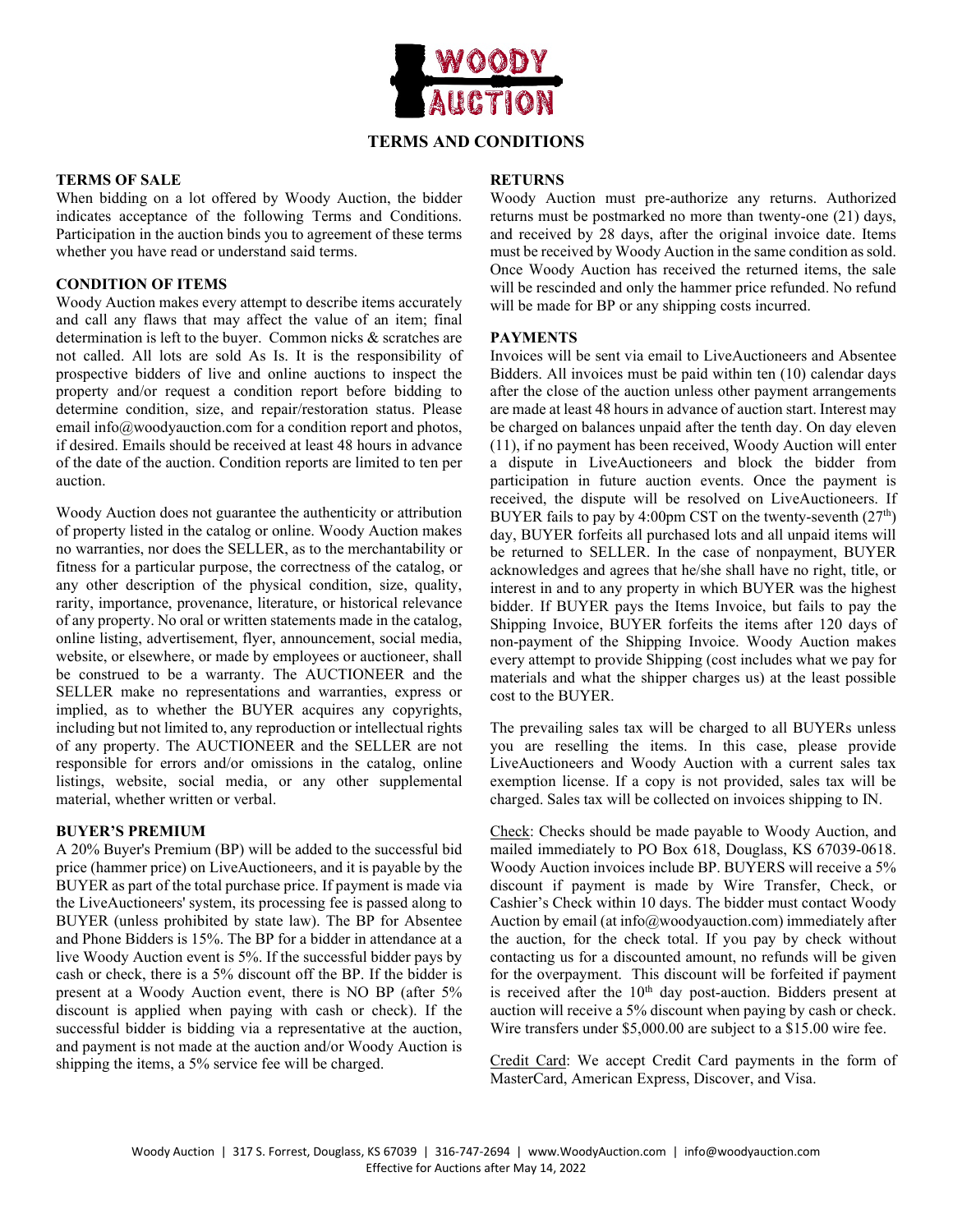# TERMS AND CONDITIONS

## TERMS OF SALE

When bidding on a lot offered by Woody Auction, the bidder indicates acceptance of the following Terms and Conditions. Participation in the auction binds you to agreement of these terms whether you have read or understand said terms.

## CONDITION OF ITEMS

Woody Auction makes every attempt to describe items accurately and call any flaws that may affect the value of an item; final determination is left to the buyer. Common nicks & scratches are not called. All lots are sold As Is. It is the responsibility of prospective bidders of live and online auctions to inspect the property and/or request a condition report before bidding to determine condition, size, and repair/restoration status. Please email info@woodyauction.com for a condition report and photos, if desired. Emails should be received at least 48 hours in advance of the date of the auction. Condition reports are limited to ten per auction.

Woody Auction does not guarantee the authenticity or attribution of property listed in the catalog or online. Woody Auction makes no warranties, nor does the SELLER, as to the merchantability or fitness for a particular purpose, the correctness of the catalog, or any other description of the physical condition, size, quality, rarity, importance, provenance, literature, or historical relevance of any property. No oral or written statements made in the catalog, online listing, advertisement, flyer, announcement, social media, website, or elsewhere, or made by employees or auctioneer, shall be construed to be a warranty. The AUCTIONEER and the SELLER make no representations and warranties, express or implied, as to whether the BUYER acquires any copyrights, including but not limited to, any reproduction or intellectual rights of any property. The AUCTIONEER and the SELLER are not responsible for errors and/or omissions in the catalog, online listings, website, social media, or any other supplemental material, whether written or verbal.

## BUYER'S PREMIUM

A 20% Buyer's Premium (BP) will be added to the successful bid price (hammer price) on LiveAuctioneers, and it is payable by the BUYER as part of the total purchase price. If payment is made via the LiveAuctioneers' system, its processing fee is passed along to BUYER (unless prohibited by state law). The BP for Absentee and Phone Bidders is 15%. The BP for a bidder in attendance at a live Woody Auction event is 5%. If the successful bidder pays by cash or check, there is a 5% discount off the BP. If the bidder is present at a Woody Auction event, there is NO BP (after 5% discount is applied when paying with cash or check). If the successful bidder is bidding via a representative at the auction, and payment is not made at the auction and/or Woody Auction is shipping the items, a 5% service fee will be charged.

## RETURNS

Woody Auction must pre-authorize any returns. Authorized returns must be postmarked no more than twenty-one (21) days, and received by 28 days, after the original invoice date. Items must be received by Woody Auction in the same condition as sold. Once Woody Auction has received the returned items, the sale will be rescinded and only the hammer price refunded. No refund will be made for BP or any shipping costs incurred.

## PAYMENTS

Invoices will be sent via email to LiveAuctioneers and Absentee Bidders. All invoices must be paid within ten (10) calendar days after the close of the auction unless other payment arrangements are made at least 48 hours in advance of auction start. Interest may be charged on balances unpaid after the tenth day. On day eleven (11), if no payment has been received, Woody Auction will enter a dispute in LiveAuctioneers and block the bidder from participation in future auction events. Once the payment is received, the dispute will be resolved on LiveAuctioneers. If BUYER fails to pay by 4:00pm CST on the twenty-seventh (27th) day, BUYER forfeits all purchased lots and all unpaid items will be returned to SELLER. In the case of nonpayment, BUYER acknowledges and agrees that he/she shall have no right, title, or interest in and to any property in which BUYER was the highest bidder. If BUYER pays the Items Invoice, but fails to pay the Shipping Invoice, BUYER forfeits the items after 120 days of non-payment of the Shipping Invoice. Woody Auction makes every attempt to provide Shipping (cost includes what we pay for materials and what the shipper charges us) at the least possible cost to the BUYER.

The prevailing sales tax will be charged to all BUYERs unless you are reselling the items. In this case, please provide LiveAuctioneers and Woody Auction with a current sales tax exemption license. If a copy is not provided, sales tax will be charged. Sales tax will be collected on invoices shipping to IN.

Check: Checks should be made payable to Woody Auction, and mailed immediately to PO Box 618, Douglass, KS 67039-0618. Woody Auction invoices include BP. BUYERS will receive a 5% discount if payment is made by Wire Transfer, Check, or Cashier's Check within 10 days. The bidder must contact Woody Auction by email (at info@woodyauction.com) immediately after the auction, for the check total. If you pay by check without contacting us for a discounted amount, no refunds will be given for the overpayment. This discount will be forfeited if payment is received after the 10th day post-auction. Bidders present at auction will receive a 5% discount when paying by cash or check. Wire transfers under $5,000.00 are subject to a $15.00 wire fee.

Credit Card: We accept Credit Card payments in the form of MasterCard, American Express, Discover, and Visa.

Woody Auction | 317 S. Forrest, Douglass, KS 67039 | 316-747-2694 | www.WoodyAuction.com | info@woodyauction.com
Effective for Auctions after May 14, 2022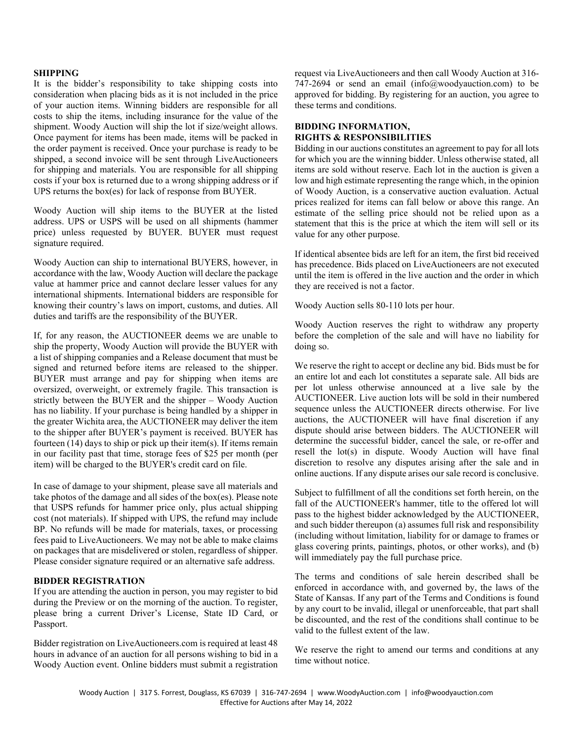## SHIPPING

It is the bidder's responsibility to take shipping costs into consideration when placing bids as it is not included in the price of your auction items. Winning bidders are responsible for all costs to ship the items, including insurance for the value of the shipment. Woody Auction will ship the lot if size/weight allows. Once payment for items has been made, items will be packed in the order payment is received. Once your purchase is ready to be shipped, a second invoice will be sent through LiveAuctioneers for shipping and materials. You are responsible for all shipping costs if your box is returned due to a wrong shipping address or if UPS returns the box(es) for lack of response from BUYER.

Woody Auction will ship items to the BUYER at the listed address. UPS or USPS will be used on all shipments (hammer price) unless requested by BUYER. BUYER must request signature required.

Woody Auction can ship to international BUYERS, however, in accordance with the law, Woody Auction will declare the package value at hammer price and cannot declare lesser values for any international shipments. International bidders are responsible for knowing their country's laws on import, customs, and duties. All duties and tariffs are the responsibility of the BUYER.

If, for any reason, the AUCTIONEER deems we are unable to ship the property, Woody Auction will provide the BUYER with a list of shipping companies and a Release document that must be signed and returned before items are released to the shipper. BUYER must arrange and pay for shipping when items are oversized, overweight, or extremely fragile. This transaction is strictly between the BUYER and the shipper – Woody Auction has no liability. If your purchase is being handled by a shipper in the greater Wichita area, the AUCTIONEER may deliver the item to the shipper after BUYER's payment is received. BUYER has fourteen (14) days to ship or pick up their item(s). If items remain in our facility past that time, storage fees of $25 per month (per item) will be charged to the BUYER's credit card on file.

In case of damage to your shipment, please save all materials and take photos of the damage and all sides of the box(es). Please note that USPS refunds for hammer price only, plus actual shipping cost (not materials). If shipped with UPS, the refund may include BP. No refunds will be made for materials, taxes, or processing fees paid to LiveAuctioneers. We may not be able to make claims on packages that are misdelivered or stolen, regardless of shipper. Please consider signature required or an alternative safe address.

## BIDDER REGISTRATION

If you are attending the auction in person, you may register to bid during the Preview or on the morning of the auction. To register, please bring a current Driver's License, State ID Card, or Passport.

Bidder registration on LiveAuctioneers.com is required at least 48 hours in advance of an auction for all persons wishing to bid in a Woody Auction event. Online bidders must submit a registration request via LiveAuctioneers and then call Woody Auction at 316-747-2694 or send an email (info@woodyauction.com) to be approved for bidding. By registering for an auction, you agree to these terms and conditions.

## BIDDING INFORMATION, RIGHTS & RESPONSIBILITIES

Bidding in our auctions constitutes an agreement to pay for all lots for which you are the winning bidder. Unless otherwise stated, all items are sold without reserve. Each lot in the auction is given a low and high estimate representing the range which, in the opinion of Woody Auction, is a conservative auction evaluation. Actual prices realized for items can fall below or above this range. An estimate of the selling price should not be relied upon as a statement that this is the price at which the item will sell or its value for any other purpose.

If identical absentee bids are left for an item, the first bid received has precedence. Bids placed on LiveAuctioneers are not executed until the item is offered in the live auction and the order in which they are received is not a factor.

Woody Auction sells 80-110 lots per hour.

Woody Auction reserves the right to withdraw any property before the completion of the sale and will have no liability for doing so.

We reserve the right to accept or decline any bid. Bids must be for an entire lot and each lot constitutes a separate sale. All bids are per lot unless otherwise announced at a live sale by the AUCTIONEER. Live auction lots will be sold in their numbered sequence unless the AUCTIONEER directs otherwise. For live auctions, the AUCTIONEER will have final discretion if any dispute should arise between bidders. The AUCTIONEER will determine the successful bidder, cancel the sale, or re-offer and resell the lot(s) in dispute. Woody Auction will have final discretion to resolve any disputes arising after the sale and in online auctions. If any dispute arises our sale record is conclusive.

Subject to fulfillment of all the conditions set forth herein, on the fall of the AUCTIONEER's hammer, title to the offered lot will pass to the highest bidder acknowledged by the AUCTIONEER, and such bidder thereupon (a) assumes full risk and responsibility (including without limitation, liability for or damage to frames or glass covering prints, paintings, photos, or other works), and (b) will immediately pay the full purchase price.

The terms and conditions of sale herein described shall be enforced in accordance with, and governed by, the laws of the State of Kansas. If any part of the Terms and Conditions is found by any court to be invalid, illegal or unenforceable, that part shall be discounted, and the rest of the conditions shall continue to be valid to the fullest extent of the law.

We reserve the right to amend our terms and conditions at any time without notice.

Woody Auction | 317 S. Forrest, Douglass, KS 67039 | 316-747-2694 | www.WoodyAuction.com | info@woodyauction.com
Effective for Auctions after May 14, 2022